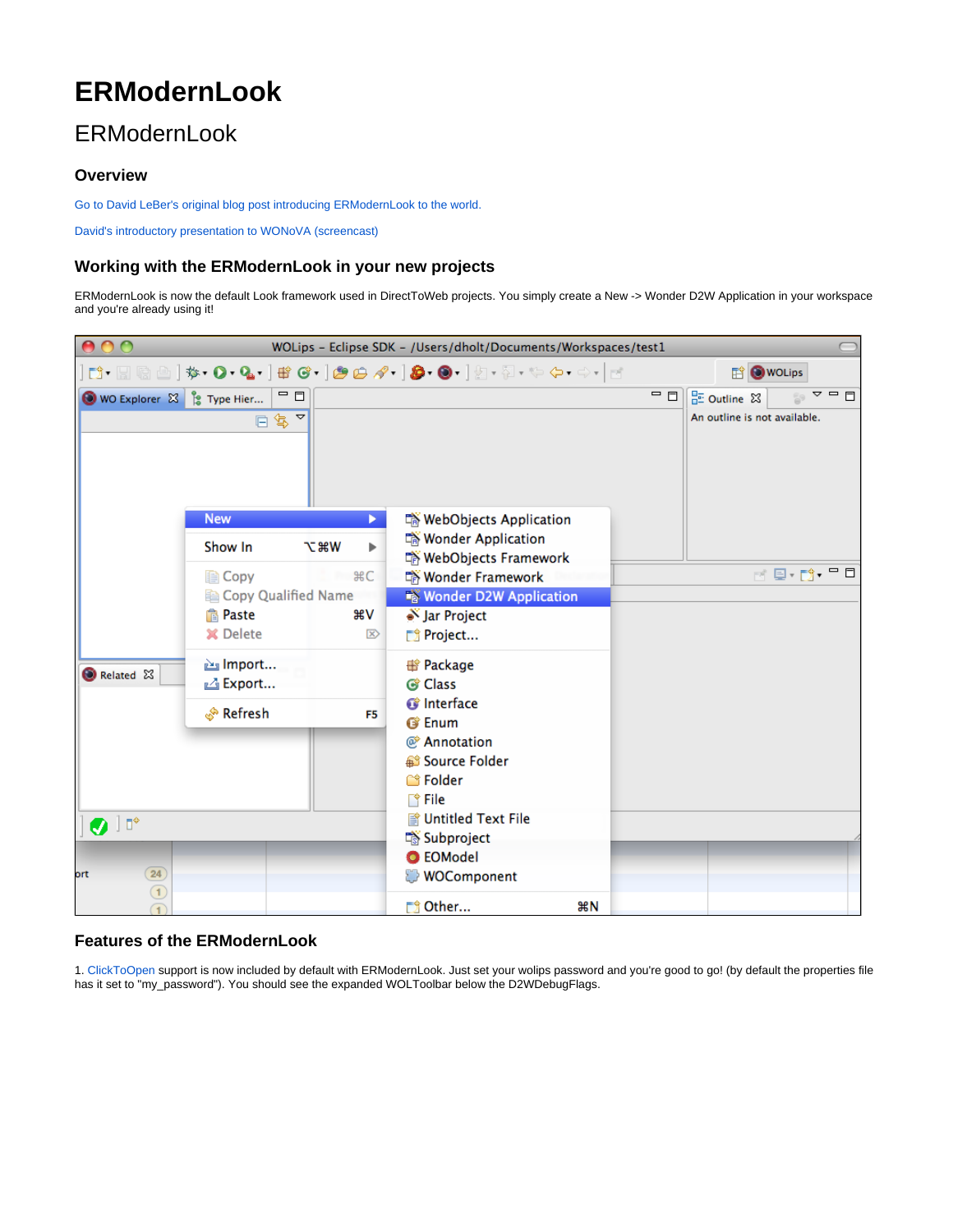# ERModernLook

## ERModernLook

### Overview

Go to David LeBer's original blog post introducing ERModernLook to the world.

David's introductory presentation to WONoVA (screencast)

### Working with the ERModernLook in your new projects

ERModernLook is now the default Look framework used in DirectToWeb projects. You simply create a New -> Wonder D2W Application in your workspace and you're already using it!

### Features of the ERModernLook

1. ClickToOpen support is now included by default with ERModernLook. Just set your wolips password and you're good to go! (by default the properties file has it set to "my_password"). You should see the expanded WOLToolbar below the D2WDebugFlags.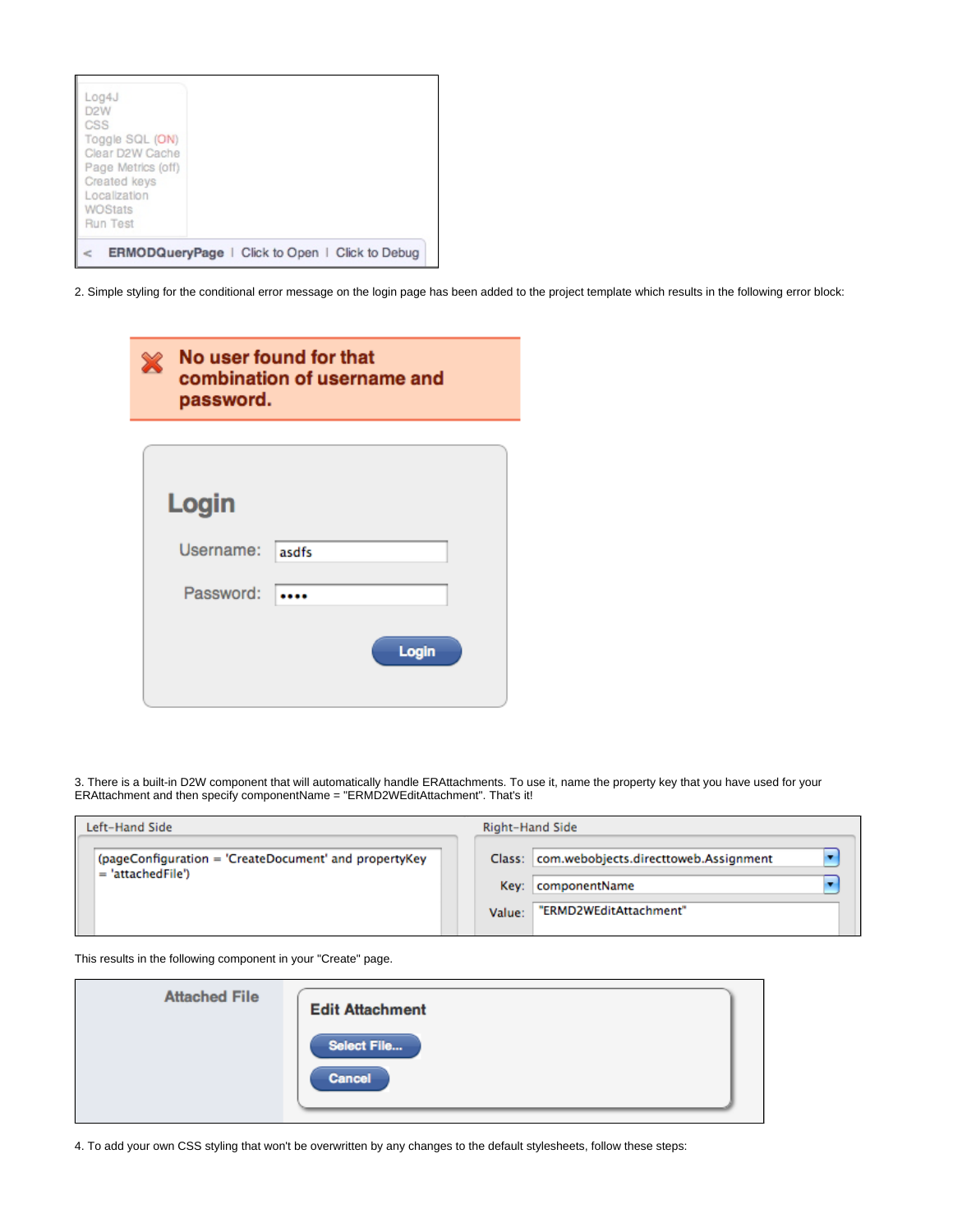Log4J
D2W
CSS
Toggle SQL (ON)
Clear D2W Cache
Page Metrics (off)
Created keys
Localization
WOStats
Run Test

< **ERMODQueryPage** | Click to Open | Click to Debug

2. Simple styling for the conditional error message on the login page has been added to the project template which results in the following error block:

**No user found for that combination of username and password.**

**Login**

Username: asdfs

Password: ••••

Login

3. There is a built-in D2W component that will automatically handle ERAttachments. To use it, name the property key that you have used for your ERAttachment and then specify componentName = "ERMD2WEditAttachment". That's it!

| Left-Hand Side | Right-Hand Side |
|---|---|
| (pageConfiguration = 'CreateDocument' and propertyKey = 'attachedFile') | Class: com.webobjects.directtoweb.Assignment<br>Key: componentName<br>Value: "ERMD2WEditAttachment" |

This results in the following component in your "Create" page.

**Attached File**

**Edit Attachment**

Select File...

Cancel

4. To add your own CSS styling that won't be overwritten by any changes to the default stylesheets, follow these steps: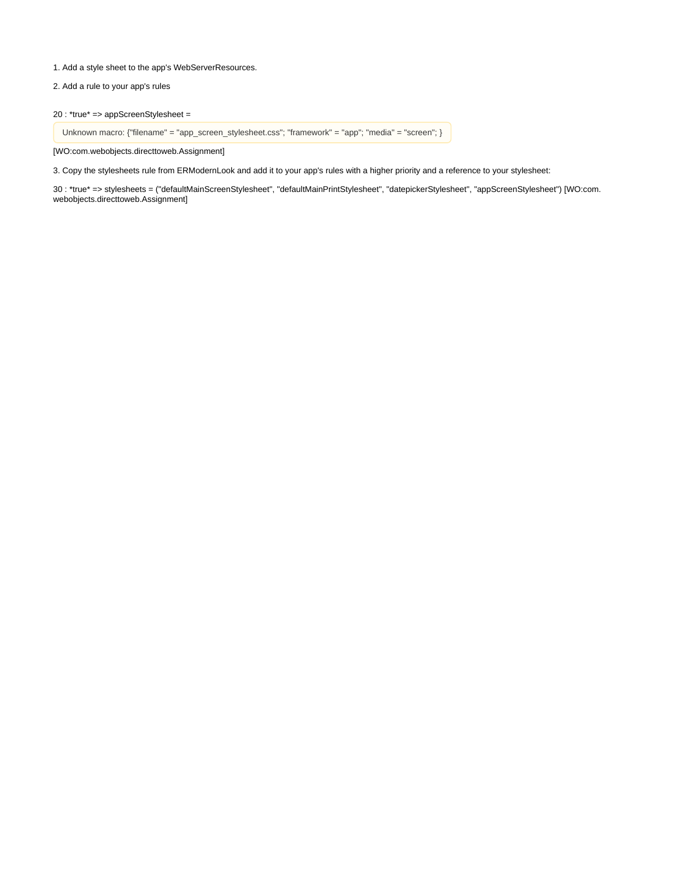1. Add a style sheet to the app's WebServerResources.

2. Add a rule to your app's rules

20 : *true* => appScreenStylesheet =

Unknown macro: {"filename" = "app_screen_stylesheet.css"; "framework" = "app"; "media" = "screen"; }

[WO:com.webobjects.directtoweb.Assignment]

3. Copy the stylesheets rule from ERModernLook and add it to your app's rules with a higher priority and a reference to your stylesheet:

30 : *true* => stylesheets = ("defaultMainScreenStylesheet", "defaultMainPrintStylesheet", "datepickerStylesheet", "appScreenStylesheet") [WO:com.webobjects.directtoweb.Assignment]